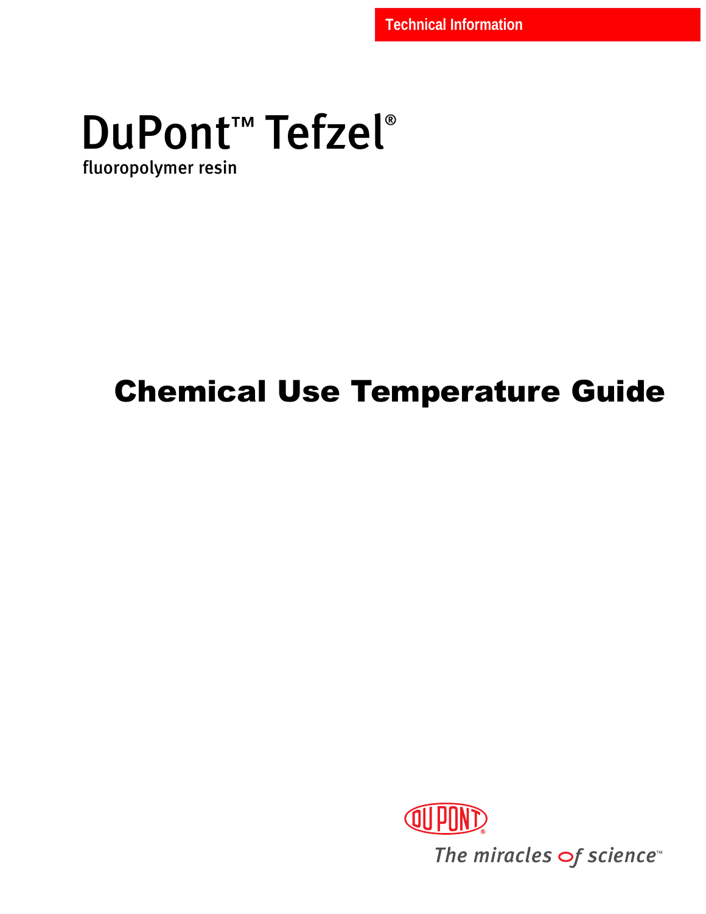Technical Information

# DuPont™ Tefzel®

fluoropolymer resin

## Chemical Use Temperature Guide

DUPONT®

*The miracles of science™*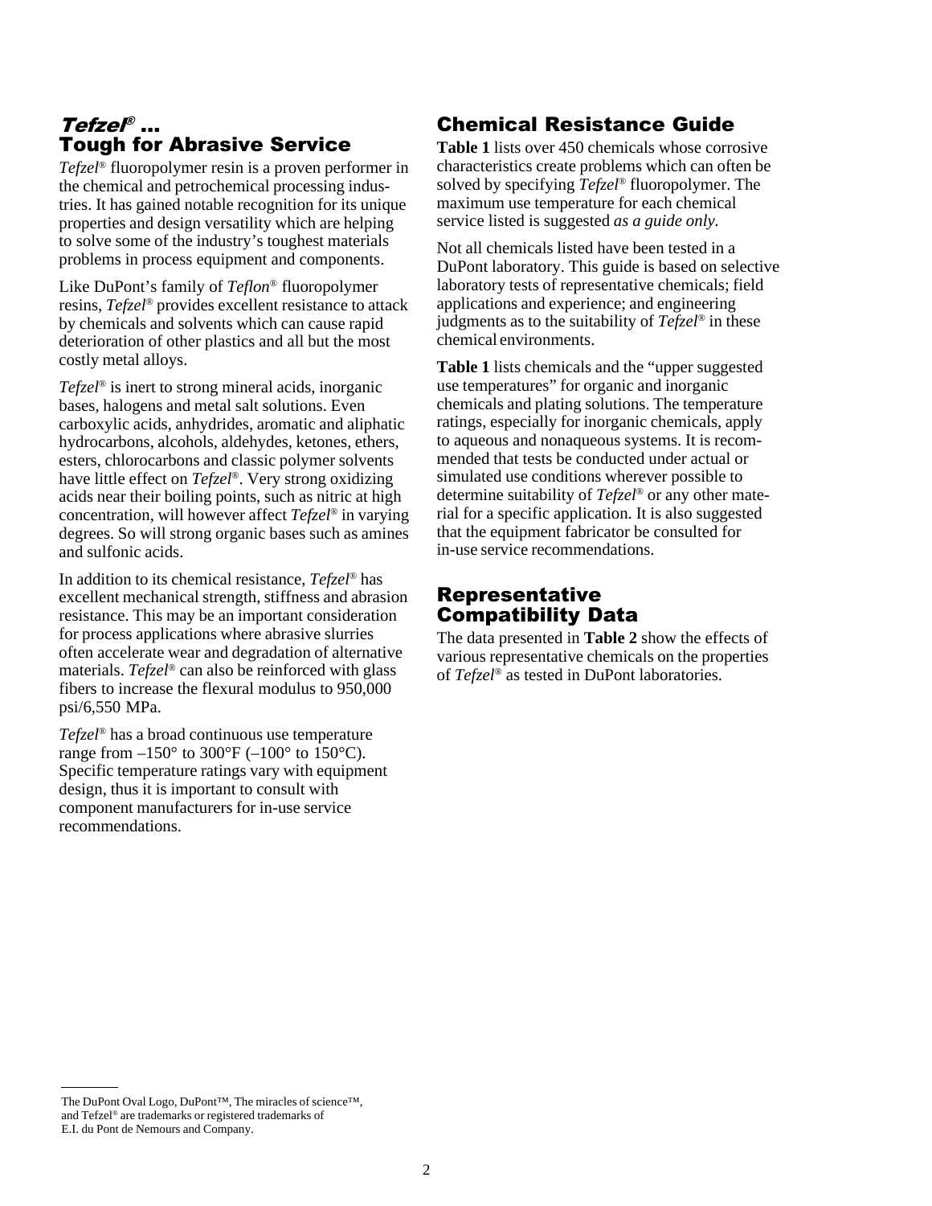## *Tefzel®* … Tough for Abrasive Service

*Tefzel®* fluoropolymer resin is a proven performer in the chemical and petrochemical processing industries. It has gained notable recognition for its unique properties and design versatility which are helping to solve some of the industry's toughest materials problems in process equipment and components.

Like DuPont's family of *Teflon®* fluoropolymer resins, *Tefzel®* provides excellent resistance to attack by chemicals and solvents which can cause rapid deterioration of other plastics and all but the most costly metal alloys.

*Tefzel®* is inert to strong mineral acids, inorganic bases, halogens and metal salt solutions. Even carboxylic acids, anhydrides, aromatic and aliphatic hydrocarbons, alcohols, aldehydes, ketones, ethers, esters, chlorocarbons and classic polymer solvents have little effect on *Tefzel®*. Very strong oxidizing acids near their boiling points, such as nitric at high concentration, will however affect *Tefzel®* in varying degrees. So will strong organic bases such as amines and sulfonic acids.

In addition to its chemical resistance, *Tefzel®* has excellent mechanical strength, stiffness and abrasion resistance. This may be an important consideration for process applications where abrasive slurries often accelerate wear and degradation of alternative materials. *Tefzel®* can also be reinforced with glass fibers to increase the flexural modulus to 950,000 psi/6,550 MPa.

*Tefzel®* has a broad continuous use temperature range from –150° to 300°F (–100° to 150°C). Specific temperature ratings vary with equipment design, thus it is important to consult with component manufacturers for in-use service recommendations.

## Chemical Resistance Guide

**Table 1** lists over 450 chemicals whose corrosive characteristics create problems which can often be solved by specifying *Tefzel®* fluoropolymer. The maximum use temperature for each chemical service listed is suggested *as a guide only.*

Not all chemicals listed have been tested in a DuPont laboratory. This guide is based on selective laboratory tests of representative chemicals; field applications and experience; and engineering judgments as to the suitability of *Tefzel®* in these chemical environments.

**Table 1** lists chemicals and the "upper suggested use temperatures" for organic and inorganic chemicals and plating solutions. The temperature ratings, especially for inorganic chemicals, apply to aqueous and nonaqueous systems. It is recommended that tests be conducted under actual or simulated use conditions wherever possible to determine suitability of *Tefzel®* or any other material for a specific application. It is also suggested that the equipment fabricator be consulted for in-use service recommendations.

## Representative Compatibility Data

The data presented in **Table 2** show the effects of various representative chemicals on the properties of *Tefzel®* as tested in DuPont laboratories.

---

The DuPont Oval Logo, DuPont™, The miracles of science™, and Tefzel® are trademarks or registered trademarks of E.I. du Pont de Nemours and Company.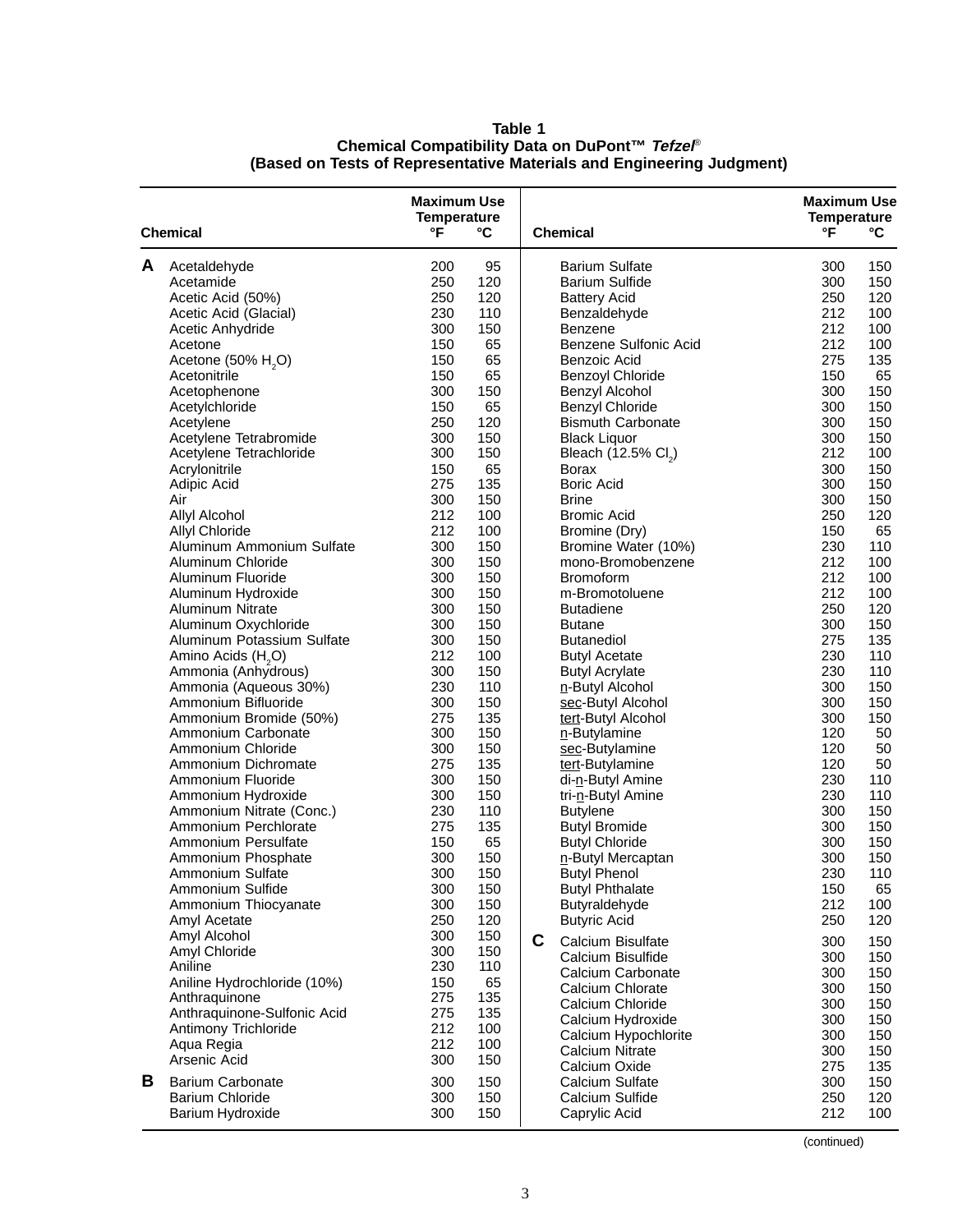**Table 1**
**Chemical Compatibility Data on DuPont™ *Tefzel*®**
**(Based on Tests of Representative Materials and Engineering Judgment)**

| | Chemical | Maximum Use Temperature °F | °C |
|---|---|---|---|
| **A** | Acetaldehyde | 200 | 95 |
| | Acetamide | 250 | 120 |
| | Acetic Acid (50%) | 250 | 120 |
| | Acetic Acid (Glacial) | 230 | 110 |
| | Acetic Anhydride | 300 | 150 |
| | Acetone | 150 | 65 |
| | Acetone (50% $H_2O$) | 150 | 65 |
| | Acetonitrile | 150 | 65 |
| | Acetophenone | 300 | 150 |
| | Acetylchloride | 150 | 65 |
| | Acetylene | 250 | 120 |
| | Acetylene Tetrabromide | 300 | 150 |
| | Acetylene Tetrachloride | 300 | 150 |
| | Acrylonitrile | 150 | 65 |
| | Adipic Acid | 275 | 135 |
| | Air | 300 | 150 |
| | Allyl Alcohol | 212 | 100 |
| | Allyl Chloride | 212 | 100 |
| | Aluminum Ammonium Sulfate | 300 | 150 |
| | Aluminum Chloride | 300 | 150 |
| | Aluminum Fluoride | 300 | 150 |
| | Aluminum Hydroxide | 300 | 150 |
| | Aluminum Nitrate | 300 | 150 |
| | Aluminum Oxychloride | 300 | 150 |
| | Aluminum Potassium Sulfate | 300 | 150 |
| | Amino Acids ($H_2O$) | 212 | 100 |
| | Ammonia (Anhydrous) | 300 | 150 |
| | Ammonia (Aqueous 30%) | 230 | 110 |
| | Ammonium Bifluoride | 300 | 150 |
| | Ammonium Bromide (50%) | 275 | 135 |
| | Ammonium Carbonate | 300 | 150 |
| | Ammonium Chloride | 300 | 150 |
| | Ammonium Dichromate | 275 | 135 |
| | Ammonium Fluoride | 300 | 150 |
| | Ammonium Hydroxide | 300 | 150 |
| | Ammonium Nitrate (Conc.) | 230 | 110 |
| | Ammonium Perchlorate | 275 | 135 |
| | Ammonium Persulfate | 150 | 65 |
| | Ammonium Phosphate | 300 | 150 |
| | Ammonium Sulfate | 300 | 150 |
| | Ammonium Sulfide | 300 | 150 |
| | Ammonium Thiocyanate | 300 | 150 |
| | Amyl Acetate | 250 | 120 |
| | Amyl Alcohol | 300 | 150 |
| | Amyl Chloride | 300 | 150 |
| | Aniline | 230 | 110 |
| | Aniline Hydrochloride (10%) | 150 | 65 |
| | Anthraquinone | 275 | 135 |
| | Anthraquinone-Sulfonic Acid | 275 | 135 |
| | Antimony Trichloride | 212 | 100 |
| | Aqua Regia | 212 | 100 |
| | Arsenic Acid | 300 | 150 |
| **B** | Barium Carbonate | 300 | 150 |
| | Barium Chloride | 300 | 150 |
| | Barium Hydroxide | 300 | 150 |
| | Barium Sulfate | 300 | 150 |
| | Barium Sulfide | 300 | 150 |
| | Battery Acid | 250 | 120 |
| | Benzaldehyde | 212 | 100 |
| | Benzene | 212 | 100 |
| | Benzene Sulfonic Acid | 212 | 100 |
| | Benzoic Acid | 275 | 135 |
| | Benzoyl Chloride | 150 | 65 |
| | Benzyl Alcohol | 300 | 150 |
| | Benzyl Chloride | 300 | 150 |
| | Bismuth Carbonate | 300 | 150 |
| | Black Liquor | 300 | 150 |
| | Bleach (12.5% $Cl_2$) | 212 | 100 |
| | Borax | 300 | 150 |
| | Boric Acid | 300 | 150 |
| | Brine | 300 | 150 |
| | Bromic Acid | 250 | 120 |
| | Bromine (Dry) | 150 | 65 |
| | Bromine Water (10%) | 230 | 110 |
| | mono-Bromobenzene | 212 | 100 |
| | Bromoform | 212 | 100 |
| | m-Bromotoluene | 212 | 100 |
| | Butadiene | 250 | 120 |
| | Butane | 300 | 150 |
| | Butanediol | 275 | 135 |
| | Butyl Acetate | 230 | 110 |
| | Butyl Acrylate | 230 | 110 |
| | n-Butyl Alcohol | 300 | 150 |
| | sec-Butyl Alcohol | 300 | 150 |
| | tert-Butyl Alcohol | 300 | 150 |
| | n-Butylamine | 120 | 50 |
| | sec-Butylamine | 120 | 50 |
| | tert-Butylamine | 120 | 50 |
| | di-n-Butyl Amine | 230 | 110 |
| | tri-n-Butyl Amine | 230 | 110 |
| | Butylene | 300 | 150 |
| | Butyl Bromide | 300 | 150 |
| | Butyl Chloride | 300 | 150 |
| | n-Butyl Mercaptan | 300 | 150 |
| | Butyl Phenol | 230 | 110 |
| | Butyl Phthalate | 150 | 65 |
| | Butyraldehyde | 212 | 100 |
| | Butyric Acid | 250 | 120 |
| **C** | Calcium Bisulfate | 300 | 150 |
| | Calcium Bisulfide | 300 | 150 |
| | Calcium Carbonate | 300 | 150 |
| | Calcium Chlorate | 300 | 150 |
| | Calcium Chloride | 300 | 150 |
| | Calcium Hydroxide | 300 | 150 |
| | Calcium Hypochlorite | 300 | 150 |
| | Calcium Nitrate | 300 | 150 |
| | Calcium Oxide | 275 | 135 |
| | Calcium Sulfate | 300 | 150 |
| | Calcium Sulfide | 250 | 120 |
| | Caprylic Acid | 212 | 100 |

(continued)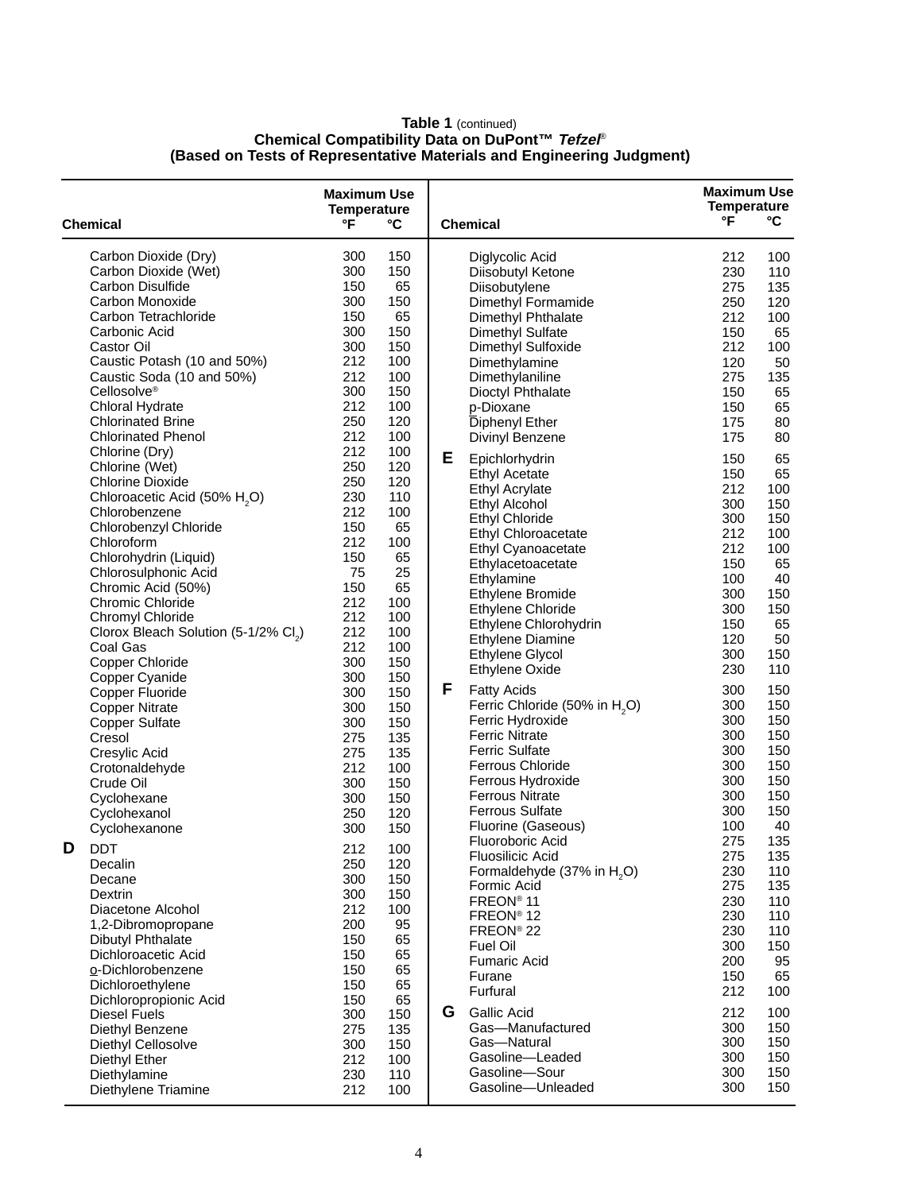**Table 1** (continued)
**Chemical Compatibility Data on DuPont™ *Tefzel*®**
**(Based on Tests of Representative Materials and Engineering Judgment)**

| | Chemical | Maximum Use Temperature °F | °C |
|---|---|---|---|
| | Carbon Dioxide (Dry) | 300 | 150 |
| | Carbon Dioxide (Wet) | 300 | 150 |
| | Carbon Disulfide | 150 | 65 |
| | Carbon Monoxide | 300 | 150 |
| | Carbon Tetrachloride | 150 | 65 |
| | Carbonic Acid | 300 | 150 |
| | Castor Oil | 300 | 150 |
| | Caustic Potash (10 and 50%) | 212 | 100 |
| | Caustic Soda (10 and 50%) | 212 | 100 |
| | Cellosolve® | 300 | 150 |
| | Chloral Hydrate | 212 | 100 |
| | Chlorinated Brine | 250 | 120 |
| | Chlorinated Phenol | 212 | 100 |
| | Chlorine (Dry) | 212 | 100 |
| | Chlorine (Wet) | 250 | 120 |
| | Chlorine Dioxide | 250 | 120 |
| | Chloroacetic Acid (50% $H_2O$) | 230 | 110 |
| | Chlorobenzene | 212 | 100 |
| | Chlorobenzyl Chloride | 150 | 65 |
| | Chloroform | 212 | 100 |
| | Chlorohydrin (Liquid) | 150 | 65 |
| | Chlorosulphonic Acid | 75 | 25 |
| | Chromic Acid (50%) | 150 | 65 |
| | Chromic Chloride | 212 | 100 |
| | Chromyl Chloride | 212 | 100 |
| | Clorox Bleach Solution (5-1/2% $Cl_2$) | 212 | 100 |
| | Coal Gas | 212 | 100 |
| | Copper Chloride | 300 | 150 |
| | Copper Cyanide | 300 | 150 |
| | Copper Fluoride | 300 | 150 |
| | Copper Nitrate | 300 | 150 |
| | Copper Sulfate | 300 | 150 |
| | Cresol | 275 | 135 |
| | Cresylic Acid | 275 | 135 |
| | Crotonaldehyde | 212 | 100 |
| | Crude Oil | 300 | 150 |
| | Cyclohexane | 300 | 150 |
| | Cyclohexanol | 250 | 120 |
| | Cyclohexanone | 300 | 150 |
| **D** | DDT | 212 | 100 |
| | Decalin | 250 | 120 |
| | Decane | 300 | 150 |
| | Dextrin | 300 | 150 |
| | Diacetone Alcohol | 212 | 100 |
| | 1,2-Dibromopropane | 200 | 95 |
| | Dibutyl Phthalate | 150 | 65 |
| | Dichloroacetic Acid | 150 | 65 |
| | o-Dichlorobenzene | 150 | 65 |
| | Dichloroethylene | 150 | 65 |
| | Dichloropropionic Acid | 150 | 65 |
| | Diesel Fuels | 300 | 150 |
| | Diethyl Benzene | 275 | 135 |
| | Diethyl Cellosolve | 300 | 150 |
| | Diethyl Ether | 212 | 100 |
| | Diethylamine | 230 | 110 |
| | Diethylene Triamine | 212 | 100 |
| | Diglycolic Acid | 212 | 100 |
| | Diisobutyl Ketone | 230 | 110 |
| | Diisobutylene | 275 | 135 |
| | Dimethyl Formamide | 250 | 120 |
| | Dimethyl Phthalate | 212 | 100 |
| | Dimethyl Sulfate | 150 | 65 |
| | Dimethyl Sulfoxide | 212 | 100 |
| | Dimethylamine | 120 | 50 |
| | Dimethylaniline | 275 | 135 |
| | Dioctyl Phthalate | 150 | 65 |
| | p-Dioxane | 150 | 65 |
| | Diphenyl Ether | 175 | 80 |
| | Divinyl Benzene | 175 | 80 |
| **E** | Epichlorhydrin | 150 | 65 |
| | Ethyl Acetate | 150 | 65 |
| | Ethyl Acrylate | 212 | 100 |
| | Ethyl Alcohol | 300 | 150 |
| | Ethyl Chloride | 300 | 150 |
| | Ethyl Chloroacetate | 212 | 100 |
| | Ethyl Cyanoacetate | 212 | 100 |
| | Ethylacetoacetate | 150 | 65 |
| | Ethylamine | 100 | 40 |
| | Ethylene Bromide | 300 | 150 |
| | Ethylene Chloride | 300 | 150 |
| | Ethylene Chlorohydrin | 150 | 65 |
| | Ethylene Diamine | 120 | 50 |
| | Ethylene Glycol | 300 | 150 |
| | Ethylene Oxide | 230 | 110 |
| **F** | Fatty Acids | 300 | 150 |
| | Ferric Chloride (50% in $H_2O$) | 300 | 150 |
| | Ferric Hydroxide | 300 | 150 |
| | Ferric Nitrate | 300 | 150 |
| | Ferric Sulfate | 300 | 150 |
| | Ferrous Chloride | 300 | 150 |
| | Ferrous Hydroxide | 300 | 150 |
| | Ferrous Nitrate | 300 | 150 |
| | Ferrous Sulfate | 300 | 150 |
| | Fluorine (Gaseous) | 100 | 40 |
| | Fluoroboric Acid | 275 | 135 |
| | Fluosilicic Acid | 275 | 135 |
| | Formaldehyde (37% in $H_2O$) | 230 | 110 |
| | Formic Acid | 275 | 135 |
| | FREON® 11 | 230 | 110 |
| | FREON® 12 | 230 | 110 |
| | FREON® 22 | 230 | 110 |
| | Fuel Oil | 300 | 150 |
| | Fumaric Acid | 200 | 95 |
| | Furane | 150 | 65 |
| | Furfural | 212 | 100 |
| **G** | Gallic Acid | 212 | 100 |
| | Gas—Manufactured | 300 | 150 |
| | Gas—Natural | 300 | 150 |
| | Gasoline—Leaded | 300 | 150 |
| | Gasoline—Sour | 300 | 150 |
| | Gasoline—Unleaded | 300 | 150 |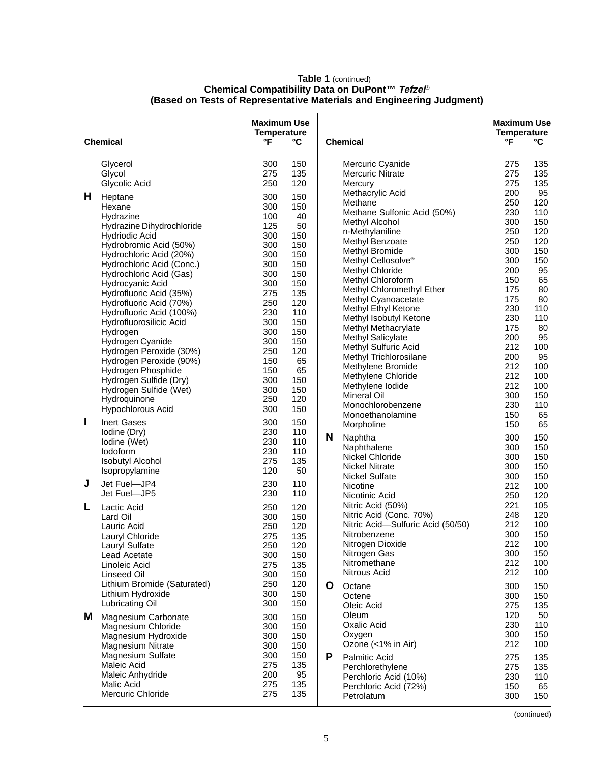**Table 1** (continued)
**Chemical Compatibility Data on DuPont™ *Tefzel*®**
**(Based on Tests of Representative Materials and Engineering Judgment)**

| | Chemical | Maximum Use Temperature °F | °C |
|---|---|---|---|
| | Glycerol | 300 | 150 |
| | Glycol | 275 | 135 |
| | Glycolic Acid | 250 | 120 |
| **H** | Heptane | 300 | 150 |
| | Hexane | 300 | 150 |
| | Hydrazine | 100 | 40 |
| | Hydrazine Dihydrochloride | 125 | 50 |
| | Hydriodic Acid | 300 | 150 |
| | Hydrobromic Acid (50%) | 300 | 150 |
| | Hydrochloric Acid (20%) | 300 | 150 |
| | Hydrochloric Acid (Conc.) | 300 | 150 |
| | Hydrochloric Acid (Gas) | 300 | 150 |
| | Hydrocyanic Acid | 300 | 150 |
| | Hydrofluoric Acid (35%) | 275 | 135 |
| | Hydrofluoric Acid (70%) | 250 | 120 |
| | Hydrofluoric Acid (100%) | 230 | 110 |
| | Hydrofluorosilicic Acid | 300 | 150 |
| | Hydrogen | 300 | 150 |
| | Hydrogen Cyanide | 300 | 150 |
| | Hydrogen Peroxide (30%) | 250 | 120 |
| | Hydrogen Peroxide (90%) | 150 | 65 |
| | Hydrogen Phosphide | 150 | 65 |
| | Hydrogen Sulfide (Dry) | 300 | 150 |
| | Hydrogen Sulfide (Wet) | 300 | 150 |
| | Hydroquinone | 250 | 120 |
| | Hypochlorous Acid | 300 | 150 |
| **I** | Inert Gases | 300 | 150 |
| | Iodine (Dry) | 230 | 110 |
| | Iodine (Wet) | 230 | 110 |
| | Iodoform | 230 | 110 |
| | Isobutyl Alcohol | 275 | 135 |
| | Isopropylamine | 120 | 50 |
| **J** | Jet Fuel—JP4 | 230 | 110 |
| | Jet Fuel—JP5 | 230 | 110 |
| **L** | Lactic Acid | 250 | 120 |
| | Lard Oil | 300 | 150 |
| | Lauric Acid | 250 | 120 |
| | Lauryl Chloride | 275 | 135 |
| | Lauryl Sulfate | 250 | 120 |
| | Lead Acetate | 300 | 150 |
| | Linoleic Acid | 275 | 135 |
| | Linseed Oil | 300 | 150 |
| | Lithium Bromide (Saturated) | 250 | 120 |
| | Lithium Hydroxide | 300 | 150 |
| | Lubricating Oil | 300 | 150 |
| **M** | Magnesium Carbonate | 300 | 150 |
| | Magnesium Chloride | 300 | 150 |
| | Magnesium Hydroxide | 300 | 150 |
| | Magnesium Nitrate | 300 | 150 |
| | Magnesium Sulfate | 300 | 150 |
| | Maleic Acid | 275 | 135 |
| | Maleic Anhydride | 200 | 95 |
| | Malic Acid | 275 | 135 |
| | Mercuric Chloride | 275 | 135 |
| | Mercuric Cyanide | 275 | 135 |
| | Mercuric Nitrate | 275 | 135 |
| | Mercury | 275 | 135 |
| | Methacrylic Acid | 200 | 95 |
| | Methane | 250 | 120 |
| | Methane Sulfonic Acid (50%) | 230 | 110 |
| | Methyl Alcohol | 300 | 150 |
| | n-Methylaniline | 250 | 120 |
| | Methyl Benzoate | 250 | 120 |
| | Methyl Bromide | 300 | 150 |
| | Methyl Cellosolve® | 300 | 150 |
| | Methyl Chloride | 200 | 95 |
| | Methyl Chloroform | 150 | 65 |
| | Methyl Chloromethyl Ether | 175 | 80 |
| | Methyl Cyanoacetate | 175 | 80 |
| | Methyl Ethyl Ketone | 230 | 110 |
| | Methyl Isobutyl Ketone | 230 | 110 |
| | Methyl Methacrylate | 175 | 80 |
| | Methyl Salicylate | 200 | 95 |
| | Methyl Sulfuric Acid | 212 | 100 |
| | Methyl Trichlorosilane | 200 | 95 |
| | Methylene Bromide | 212 | 100 |
| | Methylene Chloride | 212 | 100 |
| | Methylene Iodide | 212 | 100 |
| | Mineral Oil | 300 | 150 |
| | Monochlorobenzene | 230 | 110 |
| | Monoethanolamine | 150 | 65 |
| | Morpholine | 150 | 65 |
| **N** | Naphtha | 300 | 150 |
| | Naphthalene | 300 | 150 |
| | Nickel Chloride | 300 | 150 |
| | Nickel Nitrate | 300 | 150 |
| | Nickel Sulfate | 300 | 150 |
| | Nicotine | 212 | 100 |
| | Nicotinic Acid | 250 | 120 |
| | Nitric Acid (50%) | 221 | 105 |
| | Nitric Acid (Conc. 70%) | 248 | 120 |
| | Nitric Acid—Sulfuric Acid (50/50) | 212 | 100 |
| | Nitrobenzene | 300 | 150 |
| | Nitrogen Dioxide | 212 | 100 |
| | Nitrogen Gas | 300 | 150 |
| | Nitromethane | 212 | 100 |
| | Nitrous Acid | 212 | 100 |
| **O** | Octane | 300 | 150 |
| | Octene | 300 | 150 |
| | Oleic Acid | 275 | 135 |
| | Oleum | 120 | 50 |
| | Oxalic Acid | 230 | 110 |
| | Oxygen | 300 | 150 |
| | Ozone (<1% in Air) | 212 | 100 |
| **P** | Palmitic Acid | 275 | 135 |
| | Perchlorethylene | 275 | 135 |
| | Perchloric Acid (10%) | 230 | 110 |
| | Perchloric Acid (72%) | 150 | 65 |
| | Petrolatum | 300 | 150 |

(continued)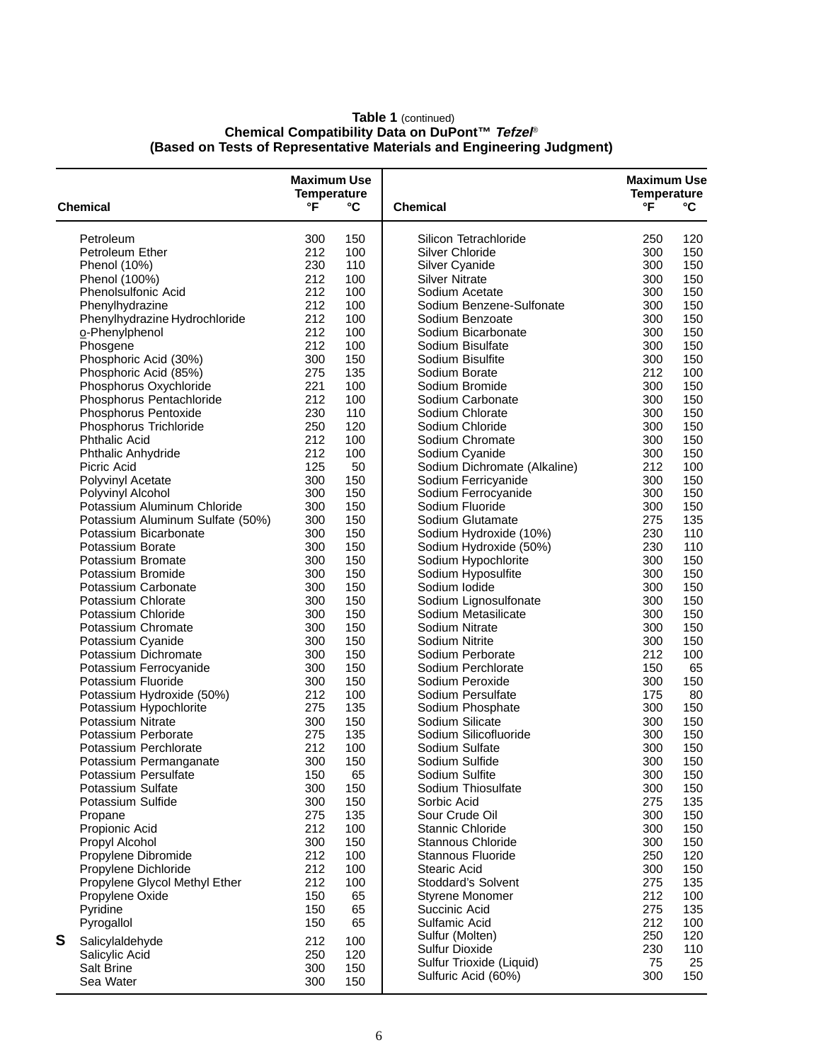**Table 1** (continued)
**Chemical Compatibility Data on DuPont™ *Tefzel*®**
**(Based on Tests of Representative Materials and Engineering Judgment)**

| Chemical | Maximum Use Temperature °F | °C | Chemical | Maximum Use Temperature °F | °C |
|---|---|---|---|---|---|
| Petroleum | 300 | 150 | Silicon Tetrachloride | 250 | 120 |
| Petroleum Ether | 212 | 100 | Silver Chloride | 300 | 150 |
| Phenol (10%) | 230 | 110 | Silver Cyanide | 300 | 150 |
| Phenol (100%) | 212 | 100 | Silver Nitrate | 300 | 150 |
| Phenolsulfonic Acid | 212 | 100 | Sodium Acetate | 300 | 150 |
| Phenylhydrazine | 212 | 100 | Sodium Benzene-Sulfonate | 300 | 150 |
| Phenylhydrazine Hydrochloride | 212 | 100 | Sodium Benzoate | 300 | 150 |
| o-Phenylphenol | 212 | 100 | Sodium Bicarbonate | 300 | 150 |
| Phosgene | 212 | 100 | Sodium Bisulfate | 300 | 150 |
| Phosphoric Acid (30%) | 300 | 150 | Sodium Bisulfite | 300 | 150 |
| Phosphoric Acid (85%) | 275 | 135 | Sodium Borate | 212 | 100 |
| Phosphorus Oxychloride | 221 | 100 | Sodium Bromide | 300 | 150 |
| Phosphorus Pentachloride | 212 | 100 | Sodium Carbonate | 300 | 150 |
| Phosphorus Pentoxide | 230 | 110 | Sodium Chlorate | 300 | 150 |
| Phosphorus Trichloride | 250 | 120 | Sodium Chloride | 300 | 150 |
| Phthalic Acid | 212 | 100 | Sodium Chromate | 300 | 150 |
| Phthalic Anhydride | 212 | 100 | Sodium Cyanide | 300 | 150 |
| Picric Acid | 125 | 50 | Sodium Dichromate (Alkaline) | 212 | 100 |
| Polyvinyl Acetate | 300 | 150 | Sodium Ferricyanide | 300 | 150 |
| Polyvinyl Alcohol | 300 | 150 | Sodium Ferrocyanide | 300 | 150 |
| Potassium Aluminum Chloride | 300 | 150 | Sodium Fluoride | 300 | 150 |
| Potassium Aluminum Sulfate (50%) | 300 | 150 | Sodium Glutamate | 275 | 135 |
| Potassium Bicarbonate | 300 | 150 | Sodium Hydroxide (10%) | 230 | 110 |
| Potassium Borate | 300 | 150 | Sodium Hydroxide (50%) | 230 | 110 |
| Potassium Bromate | 300 | 150 | Sodium Hypochlorite | 300 | 150 |
| Potassium Bromide | 300 | 150 | Sodium Hyposulfite | 300 | 150 |
| Potassium Carbonate | 300 | 150 | Sodium Iodide | 300 | 150 |
| Potassium Chlorate | 300 | 150 | Sodium Lignosulfonate | 300 | 150 |
| Potassium Chloride | 300 | 150 | Sodium Metasilicate | 300 | 150 |
| Potassium Chromate | 300 | 150 | Sodium Nitrate | 300 | 150 |
| Potassium Cyanide | 300 | 150 | Sodium Nitrite | 300 | 150 |
| Potassium Dichromate | 300 | 150 | Sodium Perborate | 212 | 100 |
| Potassium Ferrocyanide | 300 | 150 | Sodium Perchlorate | 150 | 65 |
| Potassium Fluoride | 300 | 150 | Sodium Peroxide | 300 | 150 |
| Potassium Hydroxide (50%) | 212 | 100 | Sodium Persulfate | 175 | 80 |
| Potassium Hypochlorite | 275 | 135 | Sodium Phosphate | 300 | 150 |
| Potassium Nitrate | 300 | 150 | Sodium Silicate | 300 | 150 |
| Potassium Perborate | 275 | 135 | Sodium Silicofluoride | 300 | 150 |
| Potassium Perchlorate | 212 | 100 | Sodium Sulfate | 300 | 150 |
| Potassium Permanganate | 300 | 150 | Sodium Sulfide | 300 | 150 |
| Potassium Persulfate | 150 | 65 | Sodium Sulfite | 300 | 150 |
| Potassium Sulfate | 300 | 150 | Sodium Thiosulfate | 300 | 150 |
| Potassium Sulfide | 300 | 150 | Sorbic Acid | 275 | 135 |
| Propane | 275 | 135 | Sour Crude Oil | 300 | 150 |
| Propionic Acid | 212 | 100 | Stannic Chloride | 300 | 150 |
| Propyl Alcohol | 300 | 150 | Stannous Chloride | 300 | 150 |
| Propylene Dibromide | 212 | 100 | Stannous Fluoride | 250 | 120 |
| Propylene Dichloride | 212 | 100 | Stearic Acid | 300 | 150 |
| Propylene Glycol Methyl Ether | 212 | 100 | Stoddard's Solvent | 275 | 135 |
| Propylene Oxide | 150 | 65 | Styrene Monomer | 212 | 100 |
| Pyridine | 150 | 65 | Succinic Acid | 275 | 135 |
| Pyrogallol | 150 | 65 | Sulfamic Acid | 212 | 100 |
| **S** | | | Sulfur (Molten) | 250 | 120 |
| Salicylaldehyde | 212 | 100 | Sulfur Dioxide | 230 | 110 |
| Salicylic Acid | 250 | 120 | Sulfur Trioxide (Liquid) | 75 | 25 |
| Salt Brine | 300 | 150 | Sulfuric Acid (60%) | 300 | 150 |
| Sea Water | 300 | 150 | | | |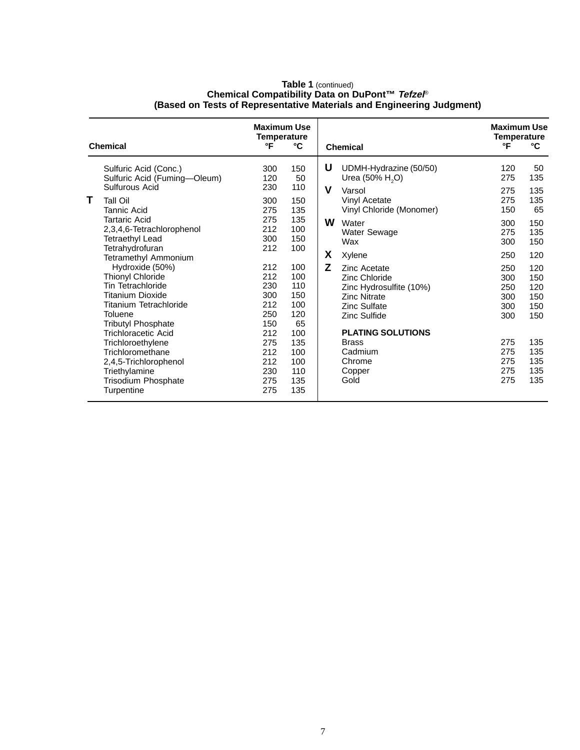**Table 1** (continued)
**Chemical Compatibility Data on DuPont™ *Tefzel*®**
**(Based on Tests of Representative Materials and Engineering Judgment)**

| | Chemical | Maximum Use Temperature °F | °C |
|---|---|---|---|
| | Sulfuric Acid (Conc.) | 300 | 150 |
| | Sulfuric Acid (Fuming—Oleum) | 120 | 50 |
| | Sulfurous Acid | 230 | 110 |
| **T** | Tall Oil | 300 | 150 |
| | Tannic Acid | 275 | 135 |
| | Tartaric Acid | 275 | 135 |
| | 2,3,4,6-Tetrachlorophenol | 212 | 100 |
| | Tetraethyl Lead | 300 | 150 |
| | Tetrahydrofuran | 212 | 100 |
| | Tetramethyl Ammonium Hydroxide (50%) | 212 | 100 |
| | Thionyl Chloride | 212 | 100 |
| | Tin Tetrachloride | 230 | 110 |
| | Titanium Dioxide | 300 | 150 |
| | Titanium Tetrachloride | 212 | 100 |
| | Toluene | 250 | 120 |
| | Tributyl Phosphate | 150 | 65 |
| | Trichloracetic Acid | 212 | 100 |
| | Trichloroethylene | 275 | 135 |
| | Trichloromethane | 212 | 100 |
| | 2,4,5-Trichlorophenol | 212 | 100 |
| | Triethylamine | 230 | 110 |
| | Trisodium Phosphate | 275 | 135 |
| | Turpentine | 275 | 135 |
| **U** | UDMH-Hydrazine (50/50) | 120 | 50 |
| | Urea (50% $H_2O$) | 275 | 135 |
| **V** | Varsol | 275 | 135 |
| | Vinyl Acetate | 275 | 135 |
| | Vinyl Chloride (Monomer) | 150 | 65 |
| **W** | Water | 300 | 150 |
| | Water Sewage | 275 | 135 |
| | Wax | 300 | 150 |
| **X** | Xylene | 250 | 120 |
| **Z** | Zinc Acetate | 250 | 120 |
| | Zinc Chloride | 300 | 150 |
| | Zinc Hydrosulfite (10%) | 250 | 120 |
| | Zinc Nitrate | 300 | 150 |
| | Zinc Sulfate | 300 | 150 |
| | Zinc Sulfide | 300 | 150 |
| | **PLATING SOLUTIONS** | | |
| | Brass | 275 | 135 |
| | Cadmium | 275 | 135 |
| | Chrome | 275 | 135 |
| | Copper | 275 | 135 |
| | Gold | 275 | 135 |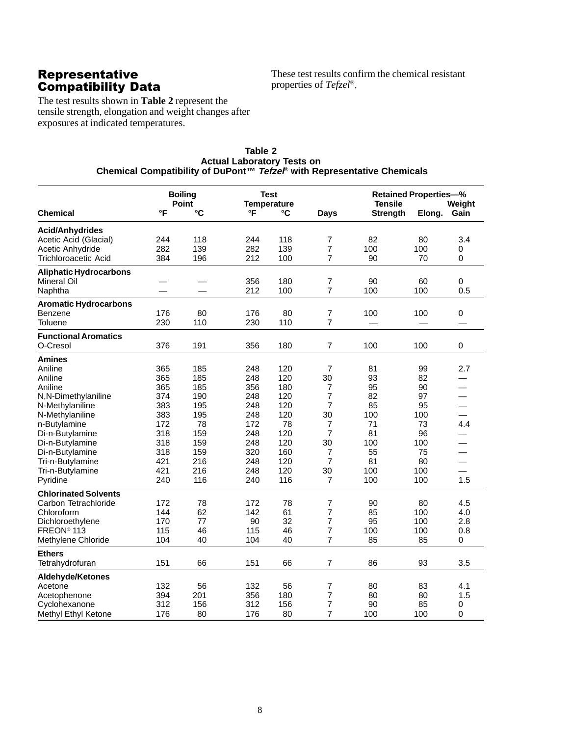## Representative Compatibility Data

The test results shown in **Table 2** represent the tensile strength, elongation and weight changes after exposures at indicated temperatures.

These test results confirm the chemical resistant properties of *Tefzel®*.

**Table 2**
**Actual Laboratory Tests on**
**Chemical Compatibility of DuPont™ *Tefzel®* with Representative Chemicals**

| Chemical | Boiling Point °F | Boiling Point °C | Test Temperature °F | Test Temperature °C | Days | Retained Properties—% Tensile Strength | Retained Properties—% Elong. | Retained Properties—% Weight Gain |
|---|---|---|---|---|---|---|---|---|
| **Acid/Anhydrides** | | | | | | | | |
| Acetic Acid (Glacial) | 244 | 118 | 244 | 118 | 7 | 82 | 80 | 3.4 |
| Acetic Anhydride | 282 | 139 | 282 | 139 | 7 | 100 | 100 | 0 |
| Trichloroacetic Acid | 384 | 196 | 212 | 100 | 7 | 90 | 70 | 0 |
| **Aliphatic Hydrocarbons** | | | | | | | | |
| Mineral Oil | — | — | 356 | 180 | 7 | 90 | 60 | 0 |
| Naphtha | — | — | 212 | 100 | 7 | 100 | 100 | 0.5 |
| **Aromatic Hydrocarbons** | | | | | | | | |
| Benzene | 176 | 80 | 176 | 80 | 7 | 100 | 100 | 0 |
| Toluene | 230 | 110 | 230 | 110 | 7 | — | — | — |
| **Functional Aromatics** | | | | | | | | |
| O-Cresol | 376 | 191 | 356 | 180 | 7 | 100 | 100 | 0 |
| **Amines** | | | | | | | | |
| Aniline | 365 | 185 | 248 | 120 | 7 | 81 | 99 | 2.7 |
| Aniline | 365 | 185 | 248 | 120 | 30 | 93 | 82 | — |
| Aniline | 365 | 185 | 356 | 180 | 7 | 95 | 90 | — |
| N,N-Dimethylaniline | 374 | 190 | 248 | 120 | 7 | 82 | 97 | — |
| N-Methylaniline | 383 | 195 | 248 | 120 | 7 | 85 | 95 | — |
| N-Methylaniline | 383 | 195 | 248 | 120 | 30 | 100 | 100 | — |
| n-Butylamine | 172 | 78 | 172 | 78 | 7 | 71 | 73 | 4.4 |
| Di-n-Butylamine | 318 | 159 | 248 | 120 | 7 | 81 | 96 | — |
| Di-n-Butylamine | 318 | 159 | 248 | 120 | 30 | 100 | 100 | — |
| Di-n-Butylamine | 318 | 159 | 320 | 160 | 7 | 55 | 75 | — |
| Tri-n-Butylamine | 421 | 216 | 248 | 120 | 7 | 81 | 80 | — |
| Tri-n-Butylamine | 421 | 216 | 248 | 120 | 30 | 100 | 100 | — |
| Pyridine | 240 | 116 | 240 | 116 | 7 | 100 | 100 | 1.5 |
| **Chlorinated Solvents** | | | | | | | | |
| Carbon Tetrachloride | 172 | 78 | 172 | 78 | 7 | 90 | 80 | 4.5 |
| Chloroform | 144 | 62 | 142 | 61 | 7 | 85 | 100 | 4.0 |
| Dichloroethylene | 170 | 77 | 90 | 32 | 7 | 95 | 100 | 2.8 |
| FREON® 113 | 115 | 46 | 115 | 46 | 7 | 100 | 100 | 0.8 |
| Methylene Chloride | 104 | 40 | 104 | 40 | 7 | 85 | 85 | 0 |
| **Ethers** | | | | | | | | |
| Tetrahydrofuran | 151 | 66 | 151 | 66 | 7 | 86 | 93 | 3.5 |
| **Aldehyde/Ketones** | | | | | | | | |
| Acetone | 132 | 56 | 132 | 56 | 7 | 80 | 83 | 4.1 |
| Acetophenone | 394 | 201 | 356 | 180 | 7 | 80 | 80 | 1.5 |
| Cyclohexanone | 312 | 156 | 312 | 156 | 7 | 90 | 85 | 0 |
| Methyl Ethyl Ketone | 176 | 80 | 176 | 80 | 7 | 100 | 100 | 0 |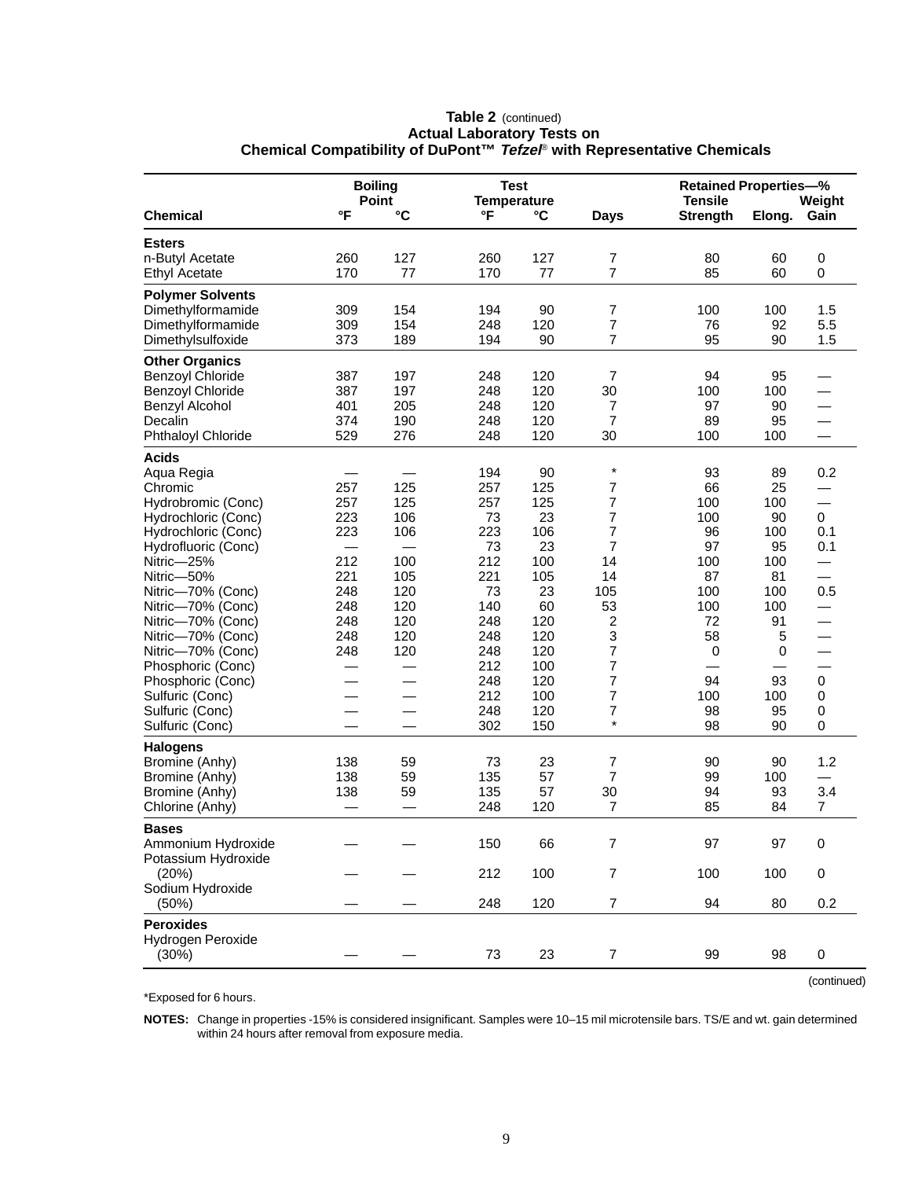**Table 2** (continued)
**Actual Laboratory Tests on**
**Chemical Compatibility of DuPont™ *Tefzel*® with Representative Chemicals**

| Chemical | Boiling Point | | Test Temperature | | Days | Retained Properties—% | | |
|---|---|---|---|---|---|---|---|---|
| | °F | °C | °F | °C | | Tensile Strength | Elong. | Weight Gain |
| **Esters** | | | | | | | | |
| n-Butyl Acetate | 260 | 127 | 260 | 127 | 7 | 80 | 60 | 0 |
| Ethyl Acetate | 170 | 77 | 170 | 77 | 7 | 85 | 60 | 0 |
| **Polymer Solvents** | | | | | | | | |
| Dimethylformamide | 309 | 154 | 194 | 90 | 7 | 100 | 100 | 1.5 |
| Dimethylformamide | 309 | 154 | 248 | 120 | 7 | 76 | 92 | 5.5 |
| Dimethylsulfoxide | 373 | 189 | 194 | 90 | 7 | 95 | 90 | 1.5 |
| **Other Organics** | | | | | | | | |
| Benzoyl Chloride | 387 | 197 | 248 | 120 | 7 | 94 | 95 | — |
| Benzoyl Chloride | 387 | 197 | 248 | 120 | 30 | 100 | 100 | — |
| Benzyl Alcohol | 401 | 205 | 248 | 120 | 7 | 97 | 90 | — |
| Decalin | 374 | 190 | 248 | 120 | 7 | 89 | 95 | — |
| Phthaloyl Chloride | 529 | 276 | 248 | 120 | 30 | 100 | 100 | — |
| **Acids** | | | | | | | | |
| Aqua Regia | — | — | 194 | 90 | * | 93 | 89 | 0.2 |
| Chromic | 257 | 125 | 257 | 125 | 7 | 66 | 25 | — |
| Hydrobromic (Conc) | 257 | 125 | 257 | 125 | 7 | 100 | 100 | — |
| Hydrochloric (Conc) | 223 | 106 | 73 | 23 | 7 | 100 | 90 | 0 |
| Hydrochloric (Conc) | 223 | 106 | 223 | 106 | 7 | 96 | 100 | 0.1 |
| Hydrofluoric (Conc) | — | — | 73 | 23 | 7 | 97 | 95 | 0.1 |
| Nitric—25% | 212 | 100 | 212 | 100 | 14 | 100 | 100 | — |
| Nitric—50% | 221 | 105 | 221 | 105 | 14 | 87 | 81 | — |
| Nitric—70% (Conc) | 248 | 120 | 73 | 23 | 105 | 100 | 100 | 0.5 |
| Nitric—70% (Conc) | 248 | 120 | 140 | 60 | 53 | 100 | 100 | — |
| Nitric—70% (Conc) | 248 | 120 | 248 | 120 | 2 | 72 | 91 | — |
| Nitric—70% (Conc) | 248 | 120 | 248 | 120 | 3 | 58 | 5 | — |
| Nitric—70% (Conc) | 248 | 120 | 248 | 120 | 7 | 0 | 0 | — |
| Phosphoric (Conc) | — | — | 212 | 100 | 7 | — | — | — |
| Phosphoric (Conc) | — | — | 248 | 120 | 7 | 94 | 93 | 0 |
| Sulfuric (Conc) | — | — | 212 | 100 | 7 | 100 | 100 | 0 |
| Sulfuric (Conc) | — | — | 248 | 120 | 7 | 98 | 95 | 0 |
| Sulfuric (Conc) | — | — | 302 | 150 | * | 98 | 90 | 0 |
| **Halogens** | | | | | | | | |
| Bromine (Anhy) | 138 | 59 | 73 | 23 | 7 | 90 | 90 | 1.2 |
| Bromine (Anhy) | 138 | 59 | 135 | 57 | 7 | 99 | 100 | — |
| Bromine (Anhy) | 138 | 59 | 135 | 57 | 30 | 94 | 93 | 3.4 |
| Chlorine (Anhy) | — | — | 248 | 120 | 7 | 85 | 84 | 7 |
| **Bases** | | | | | | | | |
| Ammonium Hydroxide | — | — | 150 | 66 | 7 | 97 | 97 | 0 |
| Potassium Hydroxide (20%) | — | — | 212 | 100 | 7 | 100 | 100 | 0 |
| Sodium Hydroxide (50%) | — | — | 248 | 120 | 7 | 94 | 80 | 0.2 |
| **Peroxides** | | | | | | | | |
| Hydrogen Peroxide (30%) | — | — | 73 | 23 | 7 | 99 | 98 | 0 |

(continued)

*Exposed for 6 hours.

**NOTES:** Change in properties -15% is considered insignificant. Samples were 10–15 mil microtensile bars. TS/E and wt. gain determined within 24 hours after removal from exposure media.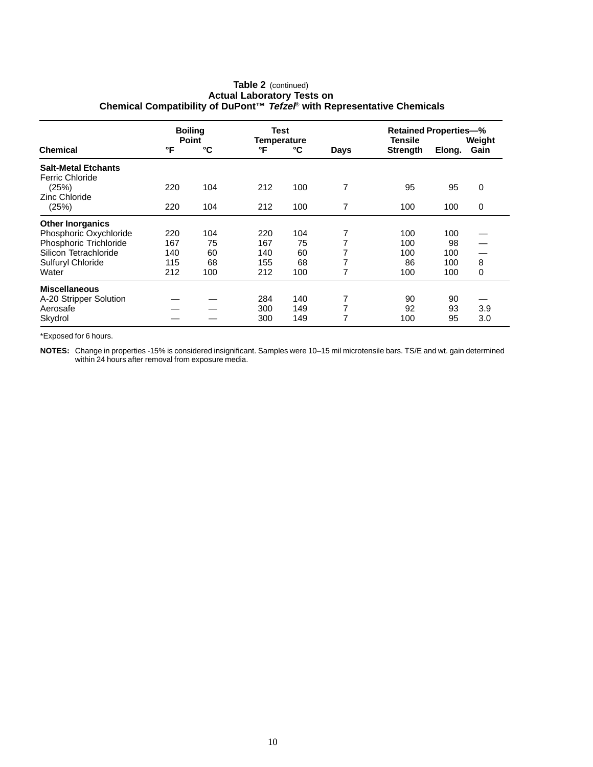**Table 2** (continued)
**Actual Laboratory Tests on**
**Chemical Compatibility of DuPont™ *Tefzel*® with Representative Chemicals**

| Chemical | Boiling Point °F | Boiling Point °C | Test Temperature °F | Test Temperature °C | Days | Retained Properties—% Tensile Strength | Elong. | Weight Gain |
|---|---|---|---|---|---|---|---|---|
| **Salt-Metal Etchants** | | | | | | | | |
| Ferric Chloride (25%) | 220 | 104 | 212 | 100 | 7 | 95 | 95 | 0 |
| Zinc Chloride (25%) | 220 | 104 | 212 | 100 | 7 | 100 | 100 | 0 |
| **Other Inorganics** | | | | | | | | |
| Phosphoric Oxychloride | 220 | 104 | 220 | 104 | 7 | 100 | 100 | — |
| Phosphoric Trichloride | 167 | 75 | 167 | 75 | 7 | 100 | 98 | — |
| Silicon Tetrachloride | 140 | 60 | 140 | 60 | 7 | 100 | 100 | — |
| Sulfuryl Chloride | 115 | 68 | 155 | 68 | 7 | 86 | 100 | 8 |
| Water | 212 | 100 | 212 | 100 | 7 | 100 | 100 | 0 |
| **Miscellaneous** | | | | | | | | |
| A-20 Stripper Solution | — | — | 284 | 140 | 7 | 90 | 90 | — |
| Aerosafe | — | — | 300 | 149 | 7 | 92 | 93 | 3.9 |
| Skydrol | — | — | 300 | 149 | 7 | 100 | 95 | 3.0 |

*Exposed for 6 hours.

**NOTES:** Change in properties -15% is considered insignificant. Samples were 10–15 mil microtensile bars. TS/E and wt. gain determined within 24 hours after removal from exposure media.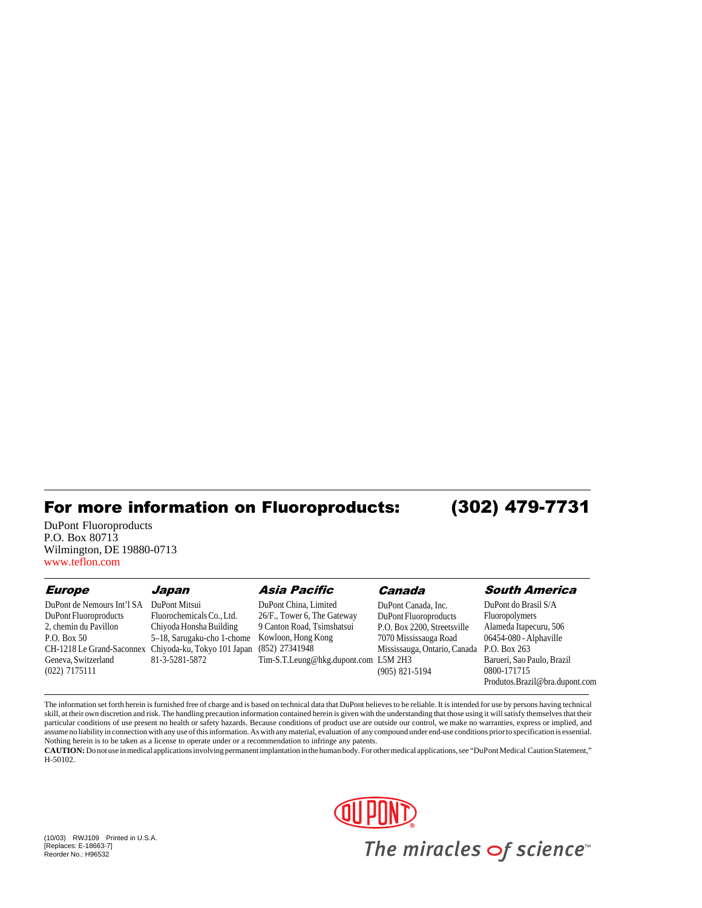## For more information on Fluoroproducts: (302) 479-7731

DuPont Fluoroproducts
P.O. Box 80713
Wilmington, DE 19880-0713
www.teflon.com

### Europe

DuPont de Nemours Int'l SA
DuPont Fluoroproducts
2, chemin du Pavillon
P.O. Box 50
CH-1218 Le Grand-Saconnex
Geneva, Switzerland
(022) 7175111

### Japan

DuPont Mitsui
Fluorochemicals Co., Ltd.
Chiyoda Honsha Building
5–18, Sarugaku-cho 1-chome
Chiyoda-ku, Tokyo 101 Japan
81-3-5281-5872

### Asia Pacific

DuPont China, Limited
26/F., Tower 6, The Gateway
9 Canton Road, Tsimshatsui
Kowloon, Hong Kong
(852) 27341948
Tim-S.T.Leung@hkg.dupont.com

### Canada

DuPont Canada, Inc.
DuPont Fluoroproducts
P.O. Box 2200, Streetsville
7070 Mississauga Road
Mississauga, Ontario, Canada
L5M 2H3
(905) 821-5194

### South America

DuPont do Brasil S/A
Fluoropolymers
Alameda Itapecuru, 506
06454-080 - Alphaville
P.O. Box 263
Barueri, Sao Paulo, Brazil
0800-171715
Produtos.Brazil@bra.dupont.com

The information set forth herein is furnished free of charge and is based on technical data that DuPont believes to be reliable. It is intended for use by persons having technical skill, at their own discretion and risk. The handling precaution information contained herein is given with the understanding that those using it will satisfy themselves that their particular conditions of use present no health or safety hazards. Because conditions of product use are outside our control, we make no warranties, express or implied, and assume no liability in connection with any use of this information. As with any material, evaluation of any compound under end-use conditions prior to specification is essential. Nothing herein is to be taken as a license to operate under or a recommendation to infringe any patents.

**CAUTION:** Do not use in medical applications involving permanent implantation in the human body. For other medical applications, see "DuPont Medical Caution Statement," H-50102.

(10/03) RWJ109 Printed in U.S.A.
[Replaces: E-18663-7]
Reorder No.: H96532

DUPONT®

The miracles of science™